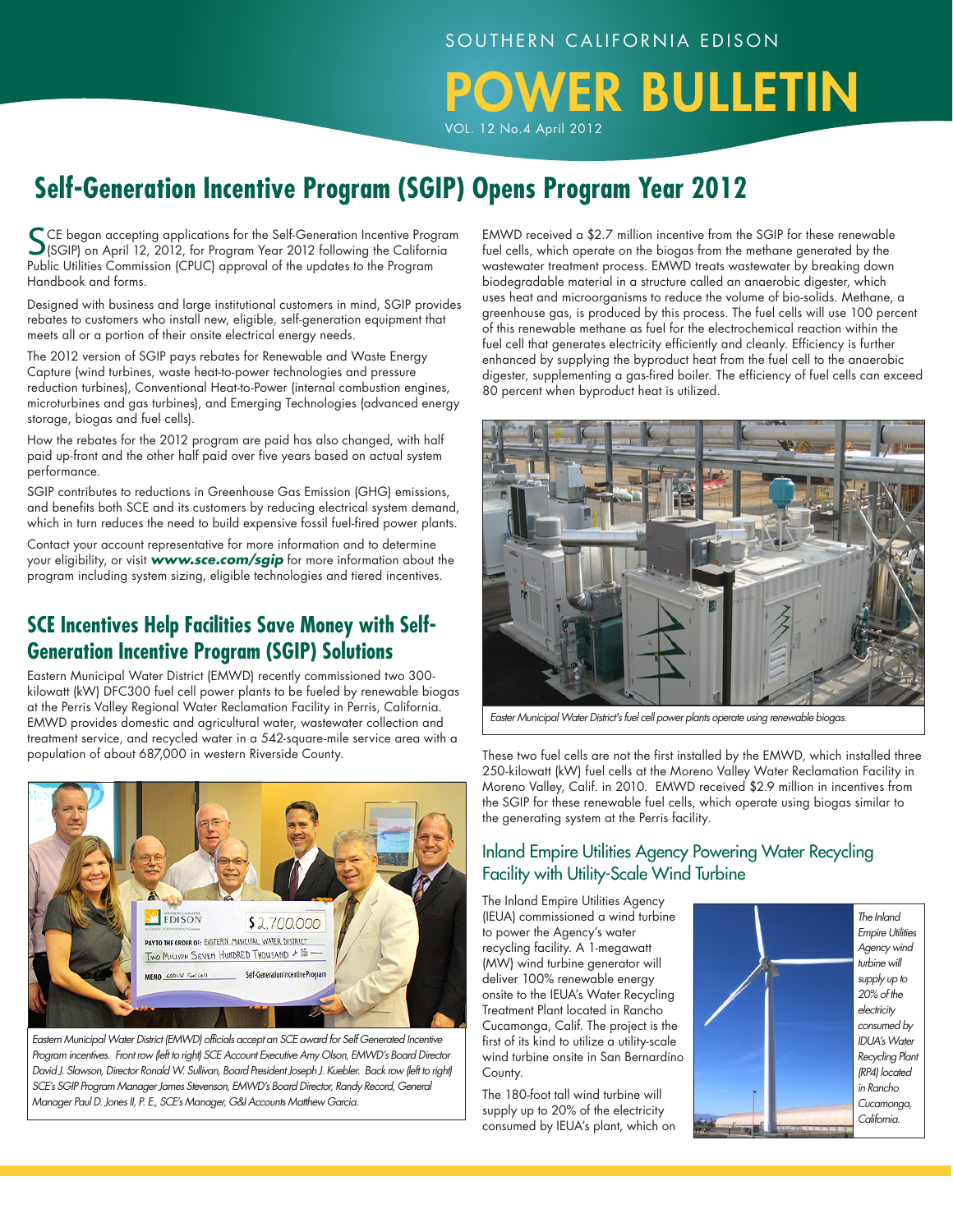# Self-Generation Incentive Program (SGIP) Opens Program Year 2012

SCE began accepting applications for the Self-Generation Incentive Program (SGIP) on April 12, 2012, for Program Year 2012 following the California Public Utilities Commission (CPUC) approval of the updates to the Program Handbook and forms.

Designed with business and large institutional customers in mind, SGIP provides rebates to customers who install new, eligible, self-generation equipment that meets all or a portion of their onsite electrical energy needs.

The 2012 version of SGIP pays rebates for Renewable and Waste Energy Capture (wind turbines, waste heat-to-power technologies and pressure reduction turbines), Conventional Heat-to-Power (internal combustion engines, microturbines and gas turbines), and Emerging Technologies (advanced energy storage, biogas and fuel cells).

How the rebates for the 2012 program are paid has also changed, with half paid up-front and the other half paid over five years based on actual system performance.

SGIP contributes to reductions in Greenhouse Gas Emission (GHG) emissions, and benefits both SCE and its customers by reducing electrical system demand, which in turn reduces the need to build expensive fossil fuel-fired power plants.

Contact your account representative for more information and to determine your eligibility, or visit ***www.sce.com/sgip*** for more information about the program including system sizing, eligible technologies and tiered incentives.

## SCE Incentives Help Facilities Save Money with Self-Generation Incentive Program (SGIP) Solutions

Eastern Municipal Water District (EMWD) recently commissioned two 300-kilowatt (kW) DFC300 fuel cell power plants to be fueled by renewable biogas at the Perris Valley Regional Water Reclamation Facility in Perris, California. EMWD provides domestic and agricultural water, wastewater collection and treatment service, and recycled water in a 542-square-mile service area with a population of about 687,000 in western Riverside County.

*Eastern Municipal Water District (EMWD) officials accept an SCE award for Self Generated Incentive Program incentives. Front row (left to right) SCE Account Executive Amy Olson, EMWD's Board Director David J. Slawson, Director Ronald W. Sullivan, Board President Joseph J. Kuebler. Back row (left to right) SCE's SGIP Program Manager James Stevenson, EMWD's Board Director, Randy Record, General Manager Paul D. Jones II, P. E., SCE's Manager, G&I Accounts Matthew Garcia.*

EMWD received a $2.7 million incentive from the SGIP for these renewable fuel cells, which operate on the biogas from the methane generated by the wastewater treatment process. EMWD treats wastewater by breaking down biodegradable material in a structure called an anaerobic digester, which uses heat and microorganisms to reduce the volume of bio-solids. Methane, a greenhouse gas, is produced by this process. The fuel cells will use 100 percent of this renewable methane as fuel for the electrochemical reaction within the fuel cell that generates electricity efficiently and cleanly. Efficiency is further enhanced by supplying the byproduct heat from the fuel cell to the anaerobic digester, supplementing a gas-fired boiler. The efficiency of fuel cells can exceed 80 percent when byproduct heat is utilized.

*Easter Municipal Water District's fuel cell power plants operate using renewable biogas.*

These two fuel cells are not the first installed by the EMWD, which installed three 250-kilowatt (kW) fuel cells at the Moreno Valley Water Reclamation Facility in Moreno Valley, Calif. in 2010. EMWD received $2.9 million in incentives from the SGIP for these renewable fuel cells, which operate using biogas similar to the generating system at the Perris facility.

### Inland Empire Utilities Agency Powering Water Recycling Facility with Utility-Scale Wind Turbine

The Inland Empire Utilities Agency (IEUA) commissioned a wind turbine to power the Agency's water recycling facility. A 1-megawatt (MW) wind turbine generator will deliver 100% renewable energy onsite to the IEUA's Water Recycling Treatment Plant located in Rancho Cucamonga, Calif. The project is the first of its kind to utilize a utility-scale wind turbine onsite in San Bernardino County.

*The Inland Empire Utilities Agency wind turbine will supply up to 20% of the electricity consumed by IDUA's Water Recycling Plant (RP4) located in Rancho Cucamonga, California.*

The 180-foot tall wind turbine will supply up to 20% of the electricity consumed by IEUA's plant, which on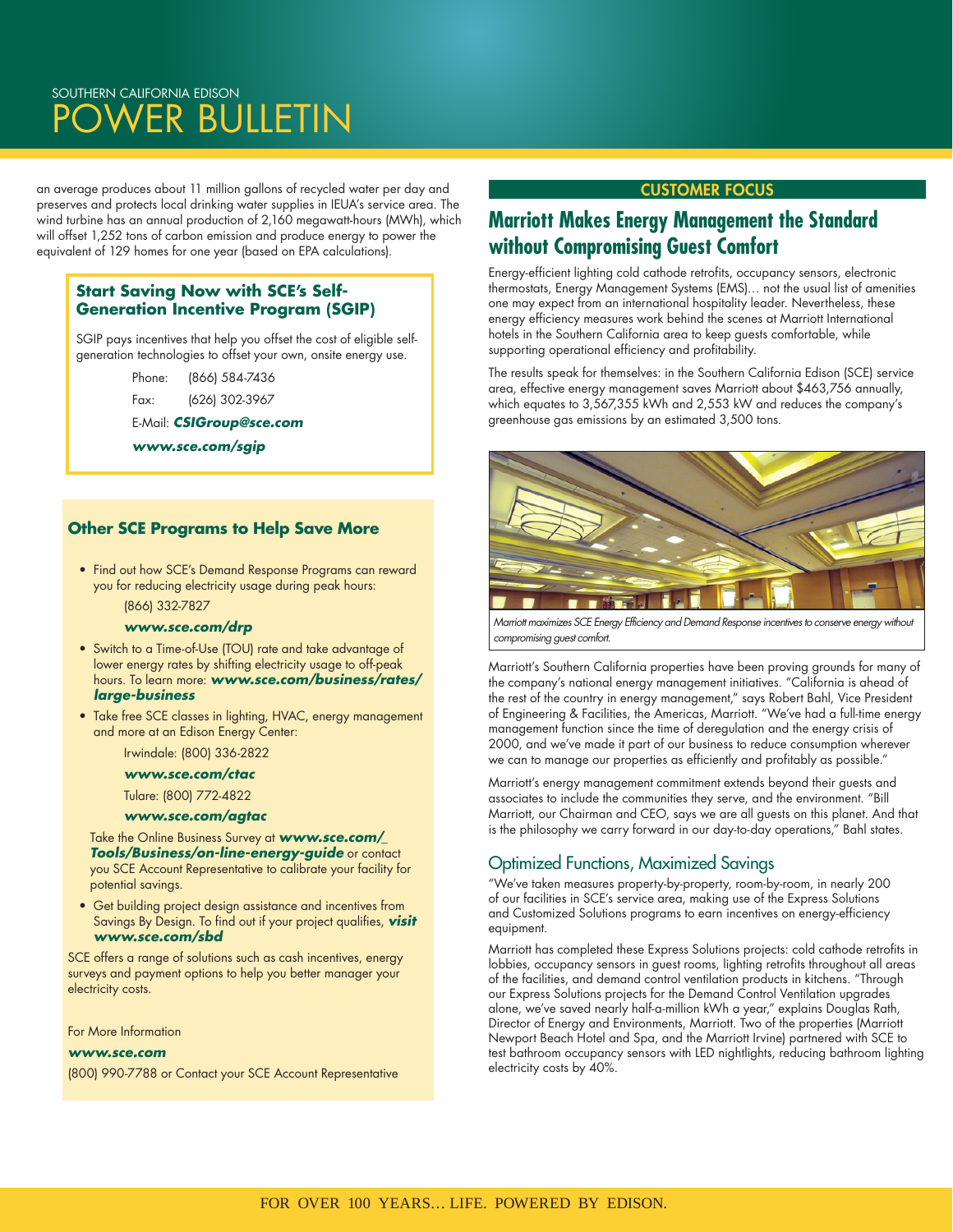an average produces about 11 million gallons of recycled water per day and preserves and protects local drinking water supplies in IEUA's service area. The wind turbine has an annual production of 2,160 megawatt-hours (MWh), which will offset 1,252 tons of carbon emission and produce energy to power the equivalent of 129 homes for one year (based on EPA calculations).

### Start Saving Now with SCE's Self-Generation Incentive Program (SGIP)

SGIP pays incentives that help you offset the cost of eligible self-generation technologies to offset your own, onsite energy use.

Phone: (866) 584-7436

Fax: (626) 302-3967

E-Mail: ***CSIGroup@sce.com***

***www.sce.com/sgip***

### Other SCE Programs to Help Save More

- Find out how SCE's Demand Response Programs can reward you for reducing electricity usage during peak hours:
  (866) 332-7827
  ***www.sce.com/drp***
- Switch to a Time-of-Use (TOU) rate and take advantage of lower energy rates by shifting electricity usage to off-peak hours. To learn more: ***www.sce.com/business/rates/large-business***
- Take free SCE classes in lighting, HVAC, energy management and more at an Edison Energy Center:
  Irwindale: (800) 336-2822
  ***www.sce.com/ctac***
  Tulare: (800) 772-4822
  ***www.sce.com/agtac***

  Take the Online Business Survey at ***www.sce.com/_Tools/Business/on-line-energy-guide*** or contact you SCE Account Representative to calibrate your facility for potential savings.
- Get building project design assistance and incentives from Savings By Design. To find out if your project qualifies, ***visit www.sce.com/sbd***

SCE offers a range of solutions such as cash incentives, energy surveys and payment options to help you better manager your electricity costs.

For More Information

***www.sce.com***

(800) 990-7788 or Contact your SCE Account Representative

**CUSTOMER FOCUS**

## Marriott Makes Energy Management the Standard without Compromising Guest Comfort

Energy-efficient lighting cold cathode retrofits, occupancy sensors, electronic thermostats, Energy Management Systems (EMS)… not the usual list of amenities one may expect from an international hospitality leader. Nevertheless, these energy efficiency measures work behind the scenes at Marriott International hotels in the Southern California area to keep guests comfortable, while supporting operational efficiency and profitability.

The results speak for themselves: in the Southern California Edison (SCE) service area, effective energy management saves Marriott about $463,756 annually, which equates to 3,567,355 kWh and 2,553 kW and reduces the company's greenhouse gas emissions by an estimated 3,500 tons.

*Marriott maximizes SCE Energy Efficiency and Demand Response incentives to conserve energy without compromising guest comfort.*

Marriott's Southern California properties have been proving grounds for many of the company's national energy management initiatives. "California is ahead of the rest of the country in energy management," says Robert Bahl, Vice President of Engineering & Facilities, the Americas, Marriott. "We've had a full-time energy management function since the time of deregulation and the energy crisis of 2000, and we've made it part of our business to reduce consumption wherever we can to manage our properties as efficiently and profitably as possible."

Marriott's energy management commitment extends beyond their guests and associates to include the communities they serve, and the environment. "Bill Marriott, our Chairman and CEO, says we are all guests on this planet. And that is the philosophy we carry forward in our day-to-day operations," Bahl states.

### Optimized Functions, Maximized Savings

"We've taken measures property-by-property, room-by-room, in nearly 200 of our facilities in SCE's service area, making use of the Express Solutions and Customized Solutions programs to earn incentives on energy-efficiency equipment.

Marriott has completed these Express Solutions projects: cold cathode retrofits in lobbies, occupancy sensors in guest rooms, lighting retrofits throughout all areas of the facilities, and demand control ventilation products in kitchens. "Through our Express Solutions projects for the Demand Control Ventilation upgrades alone, we've saved nearly half-a-million kWh a year," explains Douglas Rath, Director of Energy and Environments, Marriott. Two of the properties (Marriott Newport Beach Hotel and Spa, and the Marriott Irvine) partnered with SCE to test bathroom occupancy sensors with LED nightlights, reducing bathroom lighting electricity costs by 40%.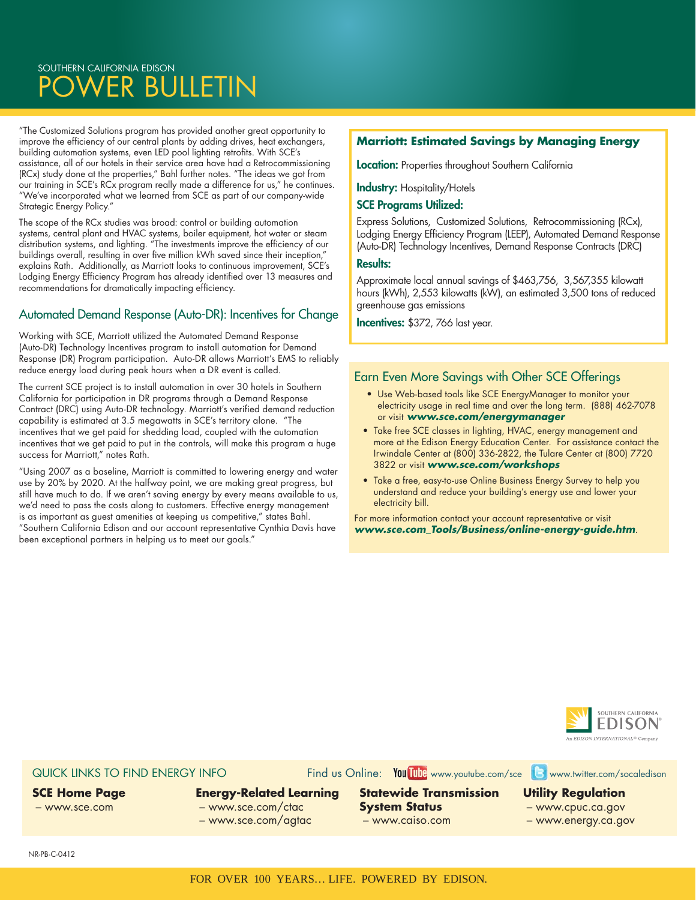"The Customized Solutions program has provided another great opportunity to improve the efficiency of our central plants by adding drives, heat exchangers, building automation systems, even LED pool lighting retrofits. With SCE's assistance, all of our hotels in their service area have had a Retrocommissioning (RCx) study done at the properties," Bahl further notes. "The ideas we got from our training in SCE's RCx program really made a difference for us," he continues. "We've incorporated what we learned from SCE as part of our company-wide Strategic Energy Policy."

The scope of the RCx studies was broad: control or building automation systems, central plant and HVAC systems, boiler equipment, hot water or steam distribution systems, and lighting. "The investments improve the efficiency of our buildings overall, resulting in over five million kWh saved since their inception," explains Rath. Additionally, as Marriott looks to continuous improvement, SCE's Lodging Energy Efficiency Program has already identified over 13 measures and recommendations for dramatically impacting efficiency.

## Automated Demand Response (Auto-DR): Incentives for Change

Working with SCE, Marriott utilized the Automated Demand Response (Auto-DR) Technology Incentives program to install automation for Demand Response (DR) Program participation. Auto-DR allows Marriott's EMS to reliably reduce energy load during peak hours when a DR event is called.

The current SCE project is to install automation in over 30 hotels in Southern California for participation in DR programs through a Demand Response Contract (DRC) using Auto-DR technology. Marriott's verified demand reduction capability is estimated at 3.5 megawatts in SCE's territory alone. "The incentives that we get paid for shedding load, coupled with the automation incentives that we get paid to put in the controls, will make this program a huge success for Marriott," notes Rath.

"Using 2007 as a baseline, Marriott is committed to lowering energy and water use by 20% by 2020. At the halfway point, we are making great progress, but still have much to do. If we aren't saving energy by every means available to us, we'd need to pass the costs along to customers. Effective energy management is as important as guest amenities at keeping us competitive," states Bahl. "Southern California Edison and our account representative Cynthia Davis have been exceptional partners in helping us to meet our goals."

## Marriott: Estimated Savings by Managing Energy

**Location:** Properties throughout Southern California

**Industry:** Hospitality/Hotels

**SCE Programs Utilized:**

Express Solutions, Customized Solutions, Retrocommissioning (RCx), Lodging Energy Efficiency Program (LEEP), Automated Demand Response (Auto-DR) Technology Incentives, Demand Response Contracts (DRC)

**Results:**

Approximate local annual savings of $463,756, 3,567,355 kilowatt hours (kWh), 2,553 kilowatts (kW), an estimated 3,500 tons of reduced greenhouse gas emissions

**Incentives:** $372, 766 last year.

## Earn Even More Savings with Other SCE Offerings

- Use Web-based tools like SCE EnergyManager to monitor your electricity usage in real time and over the long term. (888) 462-7078 or visit ***www.sce.com/energymanager***
- Take free SCE classes in lighting, HVAC, energy management and more at the Edison Energy Education Center. For assistance contact the Irwindale Center at (800) 336-2822, the Tulare Center at (800) 7720 3822 or visit ***www.sce.com/workshops***
- Take a free, easy-to-use Online Business Energy Survey to help you understand and reduce your building's energy use and lower your electricity bill.

For more information contact your account representative or visit ***www.sce.com_Tools/Business/online-energy-guide.htm***.

SOUTHERN CALIFORNIA EDISON
An EDISON INTERNATIONAL® Company

QUICK LINKS TO FIND ENERGY INFO

Find us Online: YouTube www.youtube.com/sce  www.twitter.com/socaledison

**SCE Home Page**
– www.sce.com

**Energy-Related Learning**
– www.sce.com/ctac
– www.sce.com/agtac

**Statewide Transmission System Status**
– www.caiso.com

**Utility Regulation**
– www.cpuc.ca.gov
– www.energy.ca.gov

NR-PB-C-0412

FOR OVER 100 YEARS... LIFE. POWERED BY EDISON.